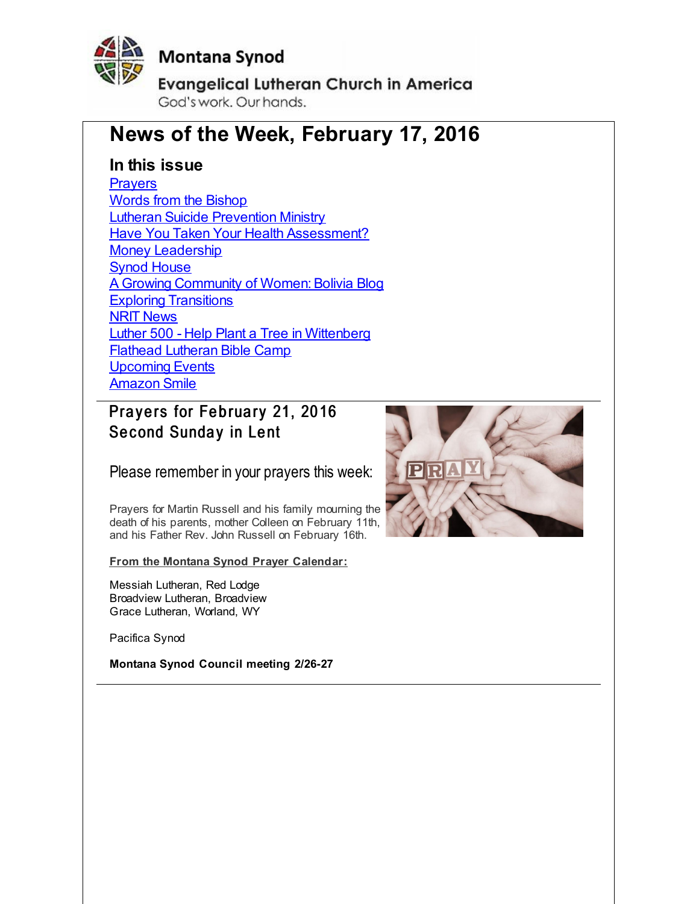Montana Synod

Evangelical Lutheran Church in America

God's work. Our hands.

# News of the Week, February 17, 2016

## In this issue

Prayers
Words from the Bishop
Lutheran Suicide Prevention Ministry
Have You Taken Your Health Assessment?
Money Leadership
Synod House
A Growing Community of Women: Bolivia Blog
Exploring Transitions
NRIT News
Luther 500 - Help Plant a Tree in Wittenberg
Flathead Lutheran Bible Camp
Upcoming Events
Amazon Smile

## Prayers for February 21, 2016
## Second Sunday in Lent

Please remember in your prayers this week:

Prayers for Martin Russell and his family mourning the death of his parents, mother Colleen on February 11th, and his Father Rev. John Russell on February 16th.

**From the Montana Synod Prayer Calendar:**

Messiah Lutheran, Red Lodge
Broadview Lutheran, Broadview
Grace Lutheran, Worland, WY

Pacifica Synod

**Montana Synod Council meeting 2/26-27**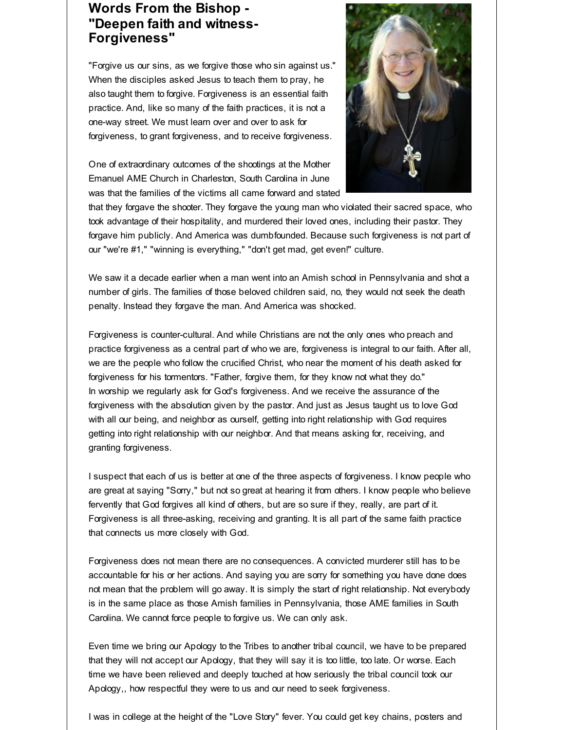## Words From the Bishop - "Deepen faith and witness- Forgiveness"

"Forgive us our sins, as we forgive those who sin against us." When the disciples asked Jesus to teach them to pray, he also taught them to forgive. Forgiveness is an essential faith practice. And, like so many of the faith practices, it is not a one-way street. We must learn over and over to ask for forgiveness, to grant forgiveness, and to receive forgiveness.

One of extraordinary outcomes of the shootings at the Mother Emanuel AME Church in Charleston, South Carolina in June was that the families of the victims all came forward and stated that they forgave the shooter. They forgave the young man who violated their sacred space, who took advantage of their hospitality, and murdered their loved ones, including their pastor. They forgave him publicly. And America was dumbfounded. Because such forgiveness is not part of our "we're #1," "winning is everything," "don't get mad, get even!" culture.

We saw it a decade earlier when a man went into an Amish school in Pennsylvania and shot a number of girls. The families of those beloved children said, no, they would not seek the death penalty. Instead they forgave the man. And America was shocked.

Forgiveness is counter-cultural. And while Christians are not the only ones who preach and practice forgiveness as a central part of who we are, forgiveness is integral to our faith. After all, we are the people who follow the crucified Christ, who near the moment of his death asked for forgiveness for his tormentors. "Father, forgive them, for they know not what they do." In worship we regularly ask for God's forgiveness. And we receive the assurance of the forgiveness with the absolution given by the pastor. And just as Jesus taught us to love God with all our being, and neighbor as ourself, getting into right relationship with God requires getting into right relationship with our neighbor. And that means asking for, receiving, and granting forgiveness.

I suspect that each of us is better at one of the three aspects of forgiveness. I know people who are great at saying "Sorry," but not so great at hearing it from others. I know people who believe fervently that God forgives all kind of others, but are so sure if they, really, are part of it. Forgiveness is all three-asking, receiving and granting. It is all part of the same faith practice that connects us more closely with God.

Forgiveness does not mean there are no consequences. A convicted murderer still has to be accountable for his or her actions. And saying you are sorry for something you have done does not mean that the problem will go away. It is simply the start of right relationship. Not everybody is in the same place as those Amish families in Pennsylvania, those AME families in South Carolina. We cannot force people to forgive us. We can only ask.

Even time we bring our Apology to the Tribes to another tribal council, we have to be prepared that they will not accept our Apology, that they will say it is too little, too late. Or worse. Each time we have been relieved and deeply touched at how seriously the tribal council took our Apology,, how respectful they were to us and our need to seek forgiveness.

I was in college at the height of the "Love Story" fever. You could get key chains, posters and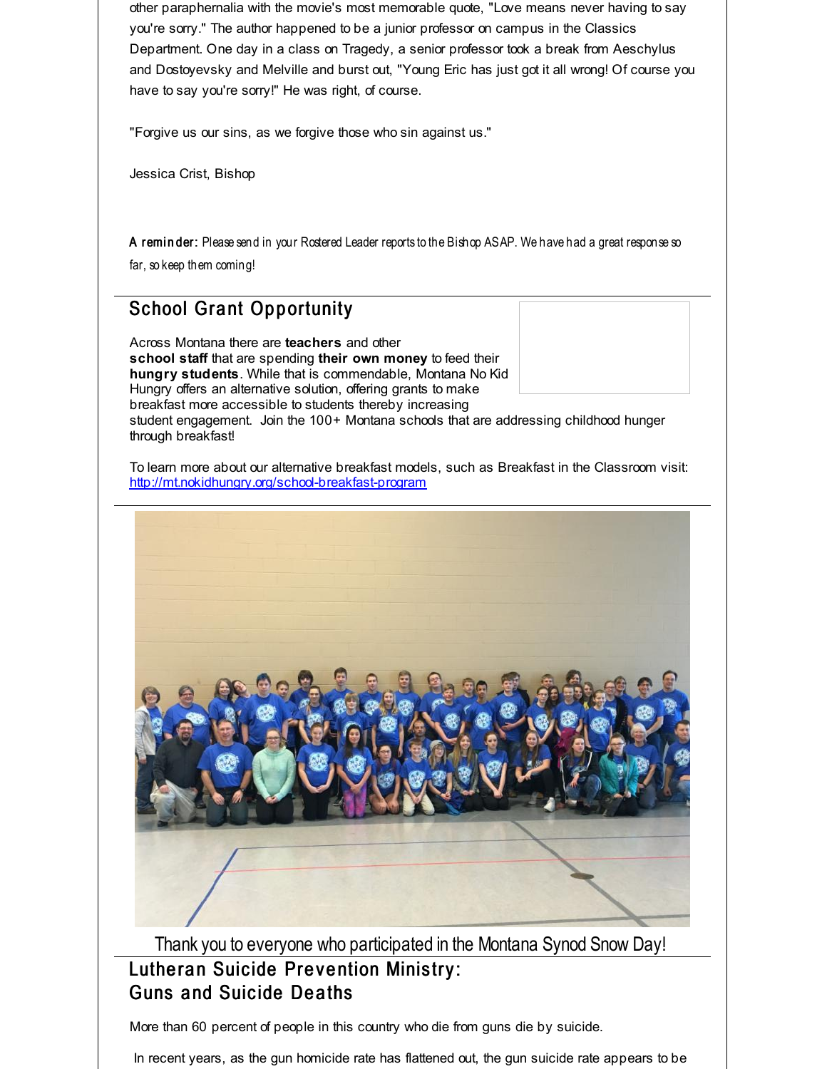other paraphernalia with the movie's most memorable quote, "Love means never having to say you're sorry." The author happened to be a junior professor on campus in the Classics Department. One day in a class on Tragedy, a senior professor took a break from Aeschylus and Dostoyevsky and Melville and burst out, "Young Eric has just got it all wrong! Of course you have to say you're sorry!" He was right, of course.

"Forgive us our sins, as we forgive those who sin against us."

Jessica Crist, Bishop

**A reminder:** Please send in your Rostered Leader reports to the Bishop ASAP. We have had a great response so far, so keep them coming!

## School Grant Opportunity

Across Montana there are **teachers** and other **school staff** that are spending **their own money** to feed their **hungry students**. While that is commendable, Montana No Kid Hungry offers an alternative solution, offering grants to make breakfast more accessible to students thereby increasing student engagement. Join the 100+ Montana schools that are addressing childhood hunger through breakfast!

To learn more about our alternative breakfast models, such as Breakfast in the Classroom visit: http://mt.nokidhungry.org/school-breakfast-program

Thank you to everyone who participated in the Montana Synod Snow Day!

## Lutheran Suicide Prevention Ministry: Guns and Suicide Deaths

More than 60 percent of people in this country who die from guns die by suicide.

In recent years, as the gun homicide rate has flattened out, the gun suicide rate appears to be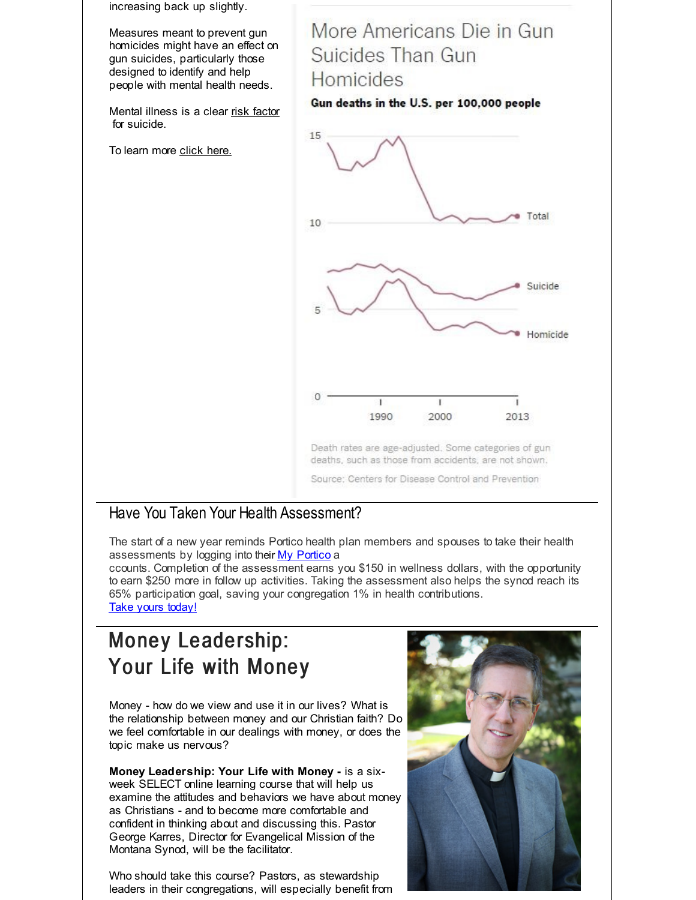increasing back up slightly.

Measures meant to prevent gun homicides might have an effect on gun suicides, particularly those designed to identify and help people with mental health needs.

Mental illness is a clear risk factor for suicide.

To learn more click here.

### More Americans Die in Gun Suicides Than Gun Homicides

**Gun deaths in the U.S. per 100,000 people**

15
10
5
0

Total
Suicide
Homicide

1990 2000 2013

Death rates are age-adjusted. Some categories of gun deaths, such as those from accidents, are not shown.

Source: Centers for Disease Control and Prevention

## Have You Taken Your Health Assessment?

The start of a new year reminds Portico health plan members and spouses to take their health assessments by logging into their My Portico accounts. Completion of the assessment earns you $150 in wellness dollars, with the opportunity to earn $250 more in follow up activities. Taking the assessment also helps the synod reach its 65% participation goal, saving your congregation 1% in health contributions.
Take yours today!

## Money Leadership: Your Life with Money

Money - how do we view and use it in our lives? What is the relationship between money and our Christian faith? Do we feel comfortable in our dealings with money, or does the topic make us nervous?

**Money Leadership: Your Life with Money -** is a six-week SELECT online learning course that will help us examine the attitudes and behaviors we have about money as Christians - and to become more comfortable and confident in thinking about and discussing this. Pastor George Karres, Director for Evangelical Mission of the Montana Synod, will be the facilitator.

Who should take this course? Pastors, as stewardship leaders in their congregations, will especially benefit from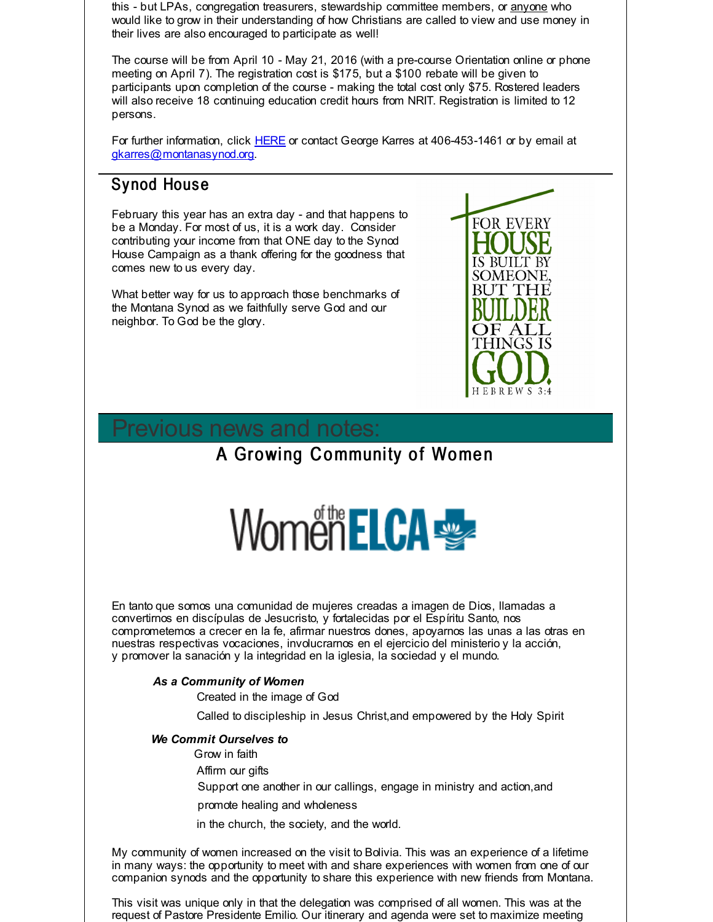this - but LPAs, congregation treasurers, stewardship committee members, or anyone who would like to grow in their understanding of how Christians are called to view and use money in their lives are also encouraged to participate as well!

The course will be from April 10 - May 21, 2016 (with a pre-course Orientation online or phone meeting on April 7). The registration cost is $175, but a $100 rebate will be given to participants upon completion of the course - making the total cost only $75. Rostered leaders will also receive 18 continuing education credit hours from NRIT. Registration is limited to 12 persons.

For further information, click HERE or contact George Karres at 406-453-1461 or by email at gkarres@montanasynod.org.

## Synod House

February this year has an extra day - and that happens to be a Monday. For most of us, it is a work day. Consider contributing your income from that ONE day to the Synod House Campaign as a thank offering for the goodness that comes new to us every day.

What better way for us to approach those benchmarks of the Montana Synod as we faithfully serve God and our neighbor. To God be the glory.

FOR EVERY HOUSE IS BUILT BY SOMEONE, BUT THE BUILDER OF ALL THINGS IS GOD. HEBREWS 3:4

# Previous news and notes:

## A Growing Community of Women

Women of the ELCA

En tanto que somos una comunidad de mujeres creadas a imagen de Dios, llamadas a convertirnos en discípulas de Jesucristo, y fortalecidas por el Espíritu Santo, nos comprometemos a crecer en la fe, afirmar nuestros dones, apoyarnos las unas a las otras en nuestras respectivas vocaciones, involucrarnos en el ejercicio del ministerio y la acción, y promover la sanación y la integridad en la iglesia, la sociedad y el mundo.

***As a Community of Women***

Created in the image of God

Called to discipleship in Jesus Christ,and empowered by the Holy Spirit

***We Commit Ourselves to***

Grow in faith

Affirm our gifts

Support one another in our callings, engage in ministry and action,and

promote healing and wholeness

in the church, the society, and the world.

My community of women increased on the visit to Bolivia. This was an experience of a lifetime in many ways: the opportunity to meet with and share experiences with women from one of our companion synods and the opportunity to share this experience with new friends from Montana.

This visit was unique only in that the delegation was comprised of all women. This was at the request of Pastore Presidente Emilio. Our itinerary and agenda were set to maximize meeting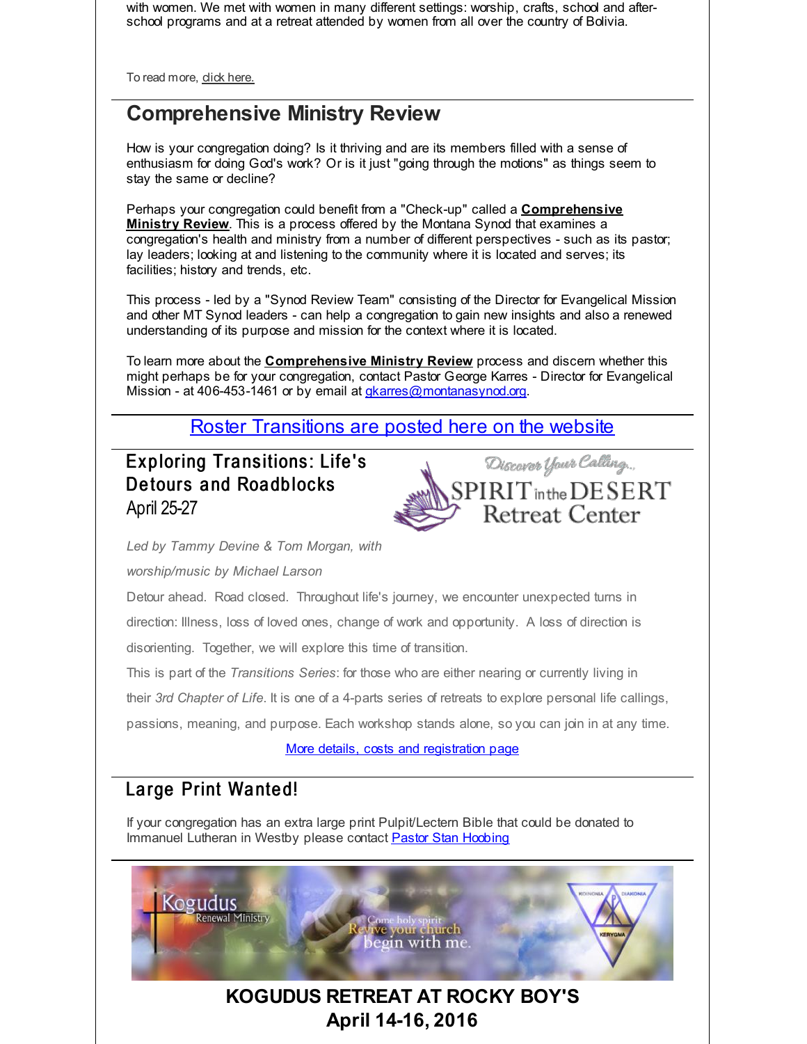with women. We met with women in many different settings: worship, crafts, school and after-school programs and at a retreat attended by women from all over the country of Bolivia.

To read more, click here.

## Comprehensive Ministry Review

How is your congregation doing? Is it thriving and are its members filled with a sense of enthusiasm for doing God's work? Or is it just "going through the motions" as things seem to stay the same or decline?

Perhaps your congregation could benefit from a "Check-up" called a **Comprehensive Ministry Review**. This is a process offered by the Montana Synod that examines a congregation's health and ministry from a number of different perspectives - such as its pastor; lay leaders; looking at and listening to the community where it is located and serves; its facilities; history and trends, etc.

This process - led by a "Synod Review Team" consisting of the Director for Evangelical Mission and other MT Synod leaders - can help a congregation to gain new insights and also a renewed understanding of its purpose and mission for the context where it is located.

To learn more about the **Comprehensive Ministry Review** process and discern whether this might perhaps be for your congregation, contact Pastor George Karres - Director for Evangelical Mission - at 406-453-1461 or by email at gkarres@montanasynod.org.

## Roster Transitions are posted here on the website

## Exploring Transitions: Life's Detours and Roadblocks
April 25-27

Discover Your Calling...
SPIRIT in the DESERT Retreat Center

*Led by Tammy Devine & Tom Morgan, with worship/music by Michael Larson*

Detour ahead. Road closed. Throughout life's journey, we encounter unexpected turns in direction: Illness, loss of loved ones, change of work and opportunity. A loss of direction is disorienting. Together, we will explore this time of transition.

This is part of the *Transitions Series*: for those who are either nearing or currently living in their *3rd Chapter of Life*. It is one of a 4-parts series of retreats to explore personal life callings, passions, meaning, and purpose. Each workshop stands alone, so you can join in at any time.

More details, costs and registration page

## Large Print Wanted!

If your congregation has an extra large print Pulpit/Lectern Bible that could be donated to Immanuel Lutheran in Westby please contact Pastor Stan Hoobing

Kogudus Renewal Ministry — Come holy spirit Revive your church begin with me. — KOINONIA DIAKONIA KERYGMA

## KOGUDUS RETREAT AT ROCKY BOY'S
## April 14-16, 2016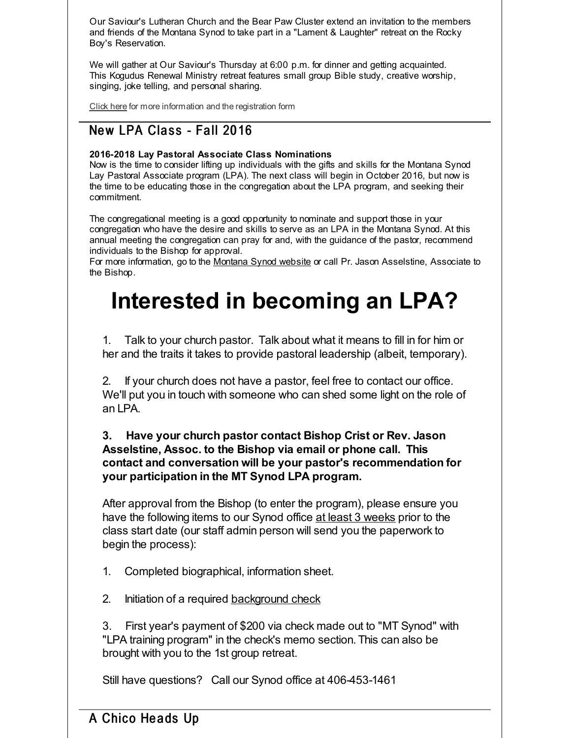Our Saviour's Lutheran Church and the Bear Paw Cluster extend an invitation to the members and friends of the Montana Synod to take part in a "Lament & Laughter" retreat on the Rocky Boy's Reservation.

We will gather at Our Saviour's Thursday at 6:00 p.m. for dinner and getting acquainted. This Kogudus Renewal Ministry retreat features small group Bible study, creative worship, singing, joke telling, and personal sharing.

Click here for more information and the registration form

## New LPA Class - Fall 2016

**2016-2018 Lay Pastoral Associate Class Nominations**
Now is the time to consider lifting up individuals with the gifts and skills for the Montana Synod Lay Pastoral Associate program (LPA). The next class will begin in October 2016, but now is the time to be educating those in the congregation about the LPA program, and seeking their commitment.

The congregational meeting is a good opportunity to nominate and support those in your congregation who have the desire and skills to serve as an LPA in the Montana Synod. At this annual meeting the congregation can pray for and, with the guidance of the pastor, recommend individuals to the Bishop for approval.
For more information, go to the Montana Synod website or call Pr. Jason Asselstine, Associate to the Bishop.

# Interested in becoming an LPA?

1. Talk to your church pastor. Talk about what it means to fill in for him or her and the traits it takes to provide pastoral leadership (albeit, temporary).

2. If your church does not have a pastor, feel free to contact our office. We'll put you in touch with someone who can shed some light on the role of an LPA.

**3. Have your church pastor contact Bishop Crist or Rev. Jason Asselstine, Assoc. to the Bishop via email or phone call. This contact and conversation will be your pastor's recommendation for your participation in the MT Synod LPA program.**

After approval from the Bishop (to enter the program), please ensure you have the following items to our Synod office at least 3 weeks prior to the class start date (our staff admin person will send you the paperwork to begin the process):

1. Completed biographical, information sheet.

2. Initiation of a required background check

3. First year's payment of $200 via check made out to "MT Synod" with "LPA training program" in the check's memo section. This can also be brought with you to the 1st group retreat.

Still have questions? Call our Synod office at 406-453-1461

## A Chico Heads Up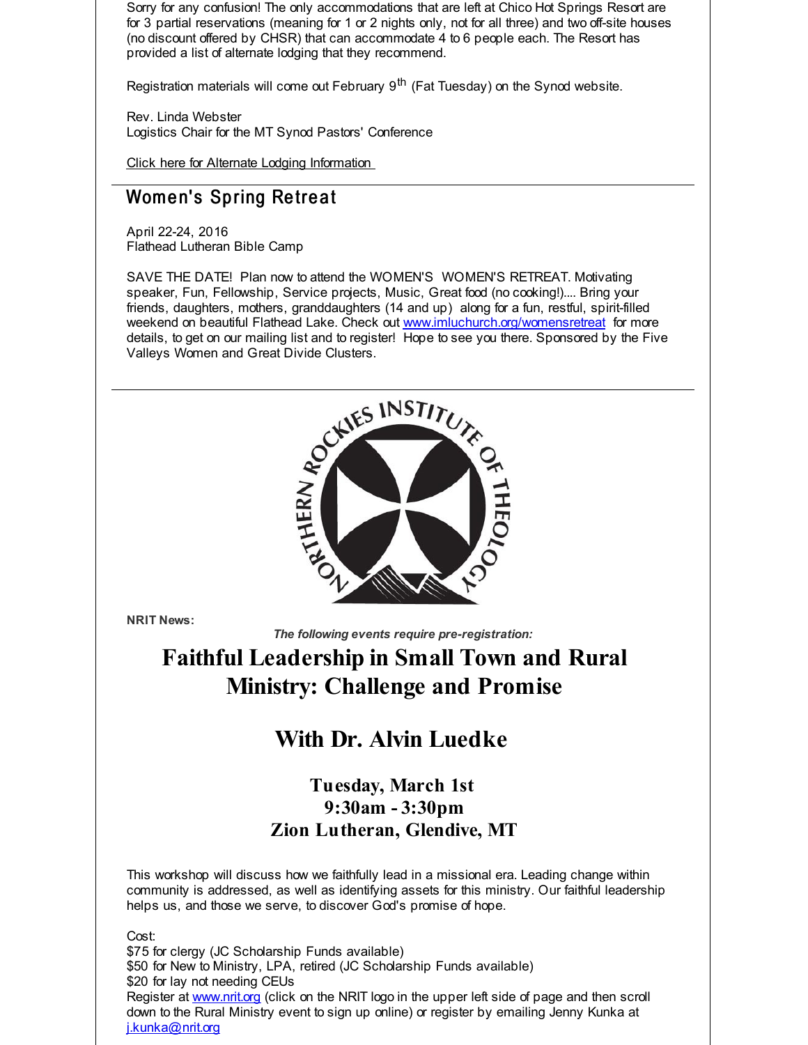Sorry for any confusion! The only accommodations that are left at Chico Hot Springs Resort are for 3 partial reservations (meaning for 1 or 2 nights only, not for all three) and two off-site houses (no discount offered by CHSR) that can accommodate 4 to 6 people each. The Resort has provided a list of alternate lodging that they recommend.

Registration materials will come out February 9th (Fat Tuesday) on the Synod website.

Rev. Linda Webster
Logistics Chair for the MT Synod Pastors' Conference

Click here for Alternate Lodging Information

## Women's Spring Retreat

April 22-24, 2016
Flathead Lutheran Bible Camp

SAVE THE DATE! Plan now to attend the WOMEN'S WOMEN'S RETREAT. Motivating speaker, Fun, Fellowship, Service projects, Music, Great food (no cooking!).... Bring your friends, daughters, mothers, granddaughters (14 and up) along for a fun, restful, spirit-filled weekend on beautiful Flathead Lake. Check out www.imluchurch.org/womensretreat for more details, to get on our mailing list and to register! Hope to see you there. Sponsored by the Five Valleys Women and Great Divide Clusters.

NORTHERN ROCKIES INSTITUTE OF THEOLOGY

**NRIT News:**

*The following events require pre-registration:*

# Faithful Leadership in Small Town and Rural Ministry: Challenge and Promise

## With Dr. Alvin Luedke

### Tuesday, March 1st
### 9:30am - 3:30pm
### Zion Lutheran, Glendive, MT

This workshop will discuss how we faithfully lead in a missional era. Leading change within community is addressed, as well as identifying assets for this ministry. Our faithful leadership helps us, and those we serve, to discover God's promise of hope.

Cost:
$75 for clergy (JC Scholarship Funds available)
$50 for New to Ministry, LPA, retired (JC Scholarship Funds available)
$20 for lay not needing CEUs
Register at www.nrit.org (click on the NRIT logo in the upper left side of page and then scroll down to the Rural Ministry event to sign up online) or register by emailing Jenny Kunka at j.kunka@nrit.org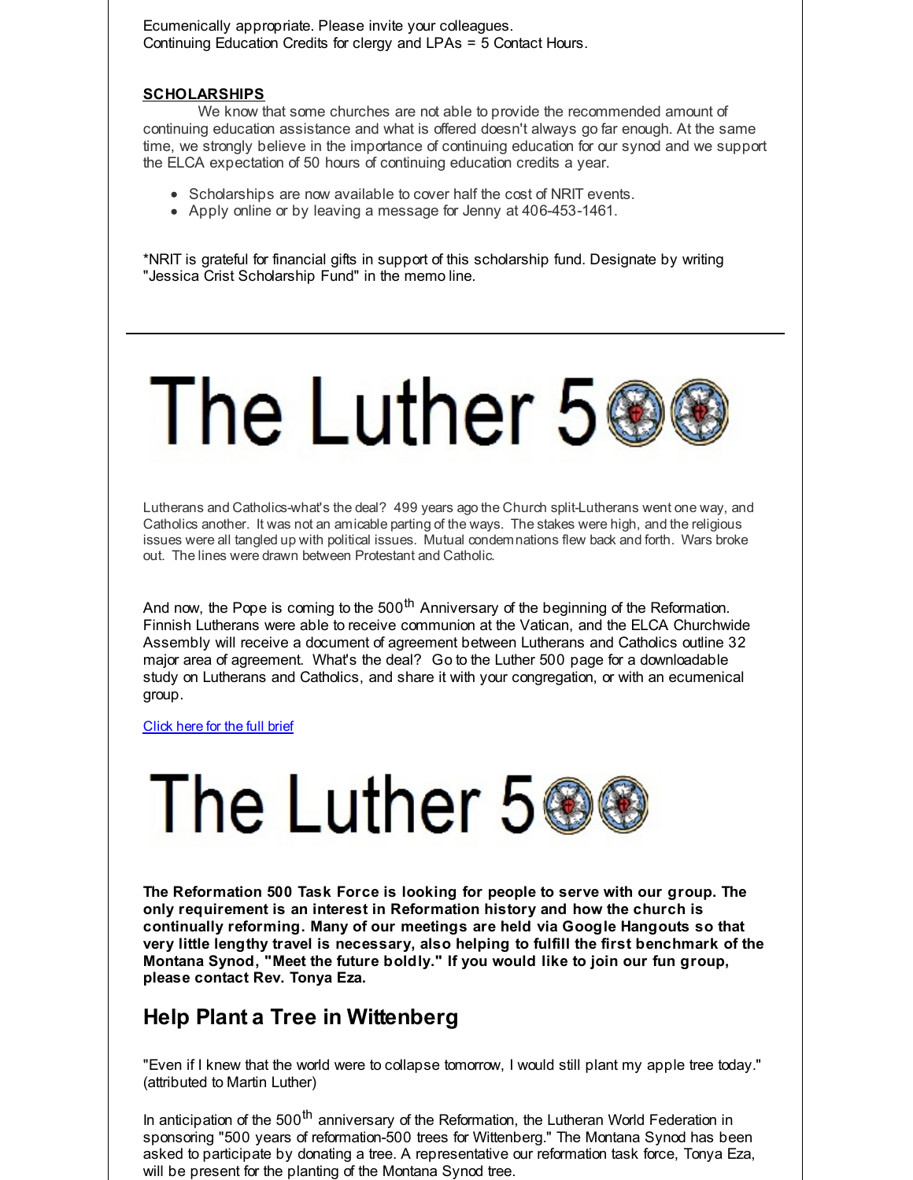Ecumenically appropriate. Please invite your colleagues.
Continuing Education Credits for clergy and LPAs = 5 Contact Hours.

**SCHOLARSHIPS**

We know that some churches are not able to provide the recommended amount of continuing education assistance and what is offered doesn't always go far enough. At the same time, we strongly believe in the importance of continuing education for our synod and we support the ELCA expectation of 50 hours of continuing education credits a year.

- Scholarships are now available to cover half the cost of NRIT events.
- Apply online or by leaving a message for Jenny at 406-453-1461.

*NRIT is grateful for financial gifts in support of this scholarship fund. Designate by writing "Jessica Crist Scholarship Fund" in the memo line.

---

# The Luther 500

Lutherans and Catholics-what's the deal? 499 years ago the Church split-Lutherans went one way, and Catholics another. It was not an amicable parting of the ways. The stakes were high, and the religious issues were all tangled up with political issues. Mutual condemnations flew back and forth. Wars broke out. The lines were drawn between Protestant and Catholic.

And now, the Pope is coming to the 500th Anniversary of the beginning of the Reformation. Finnish Lutherans were able to receive communion at the Vatican, and the ELCA Churchwide Assembly will receive a document of agreement between Lutherans and Catholics outline 32 major area of agreement. What's the deal? Go to the Luther 500 page for a downloadable study on Lutherans and Catholics, and share it with your congregation, or with an ecumenical group.

[Click here for the full brief]

# The Luther 500

**The Reformation 500 Task Force is looking for people to serve with our group. The only requirement is an interest in Reformation history and how the church is continually reforming. Many of our meetings are held via Google Hangouts so that very little lengthy travel is necessary, also helping to fulfill the first benchmark of the Montana Synod, "Meet the future boldly." If you would like to join our fun group, please contact Rev. Tonya Eza.**

## Help Plant a Tree in Wittenberg

"Even if I knew that the world were to collapse tomorrow, I would still plant my apple tree today." (attributed to Martin Luther)

In anticipation of the 500th anniversary of the Reformation, the Lutheran World Federation in sponsoring "500 years of reformation-500 trees for Wittenberg." The Montana Synod has been asked to participate by donating a tree. A representative our reformation task force, Tonya Eza, will be present for the planting of the Montana Synod tree.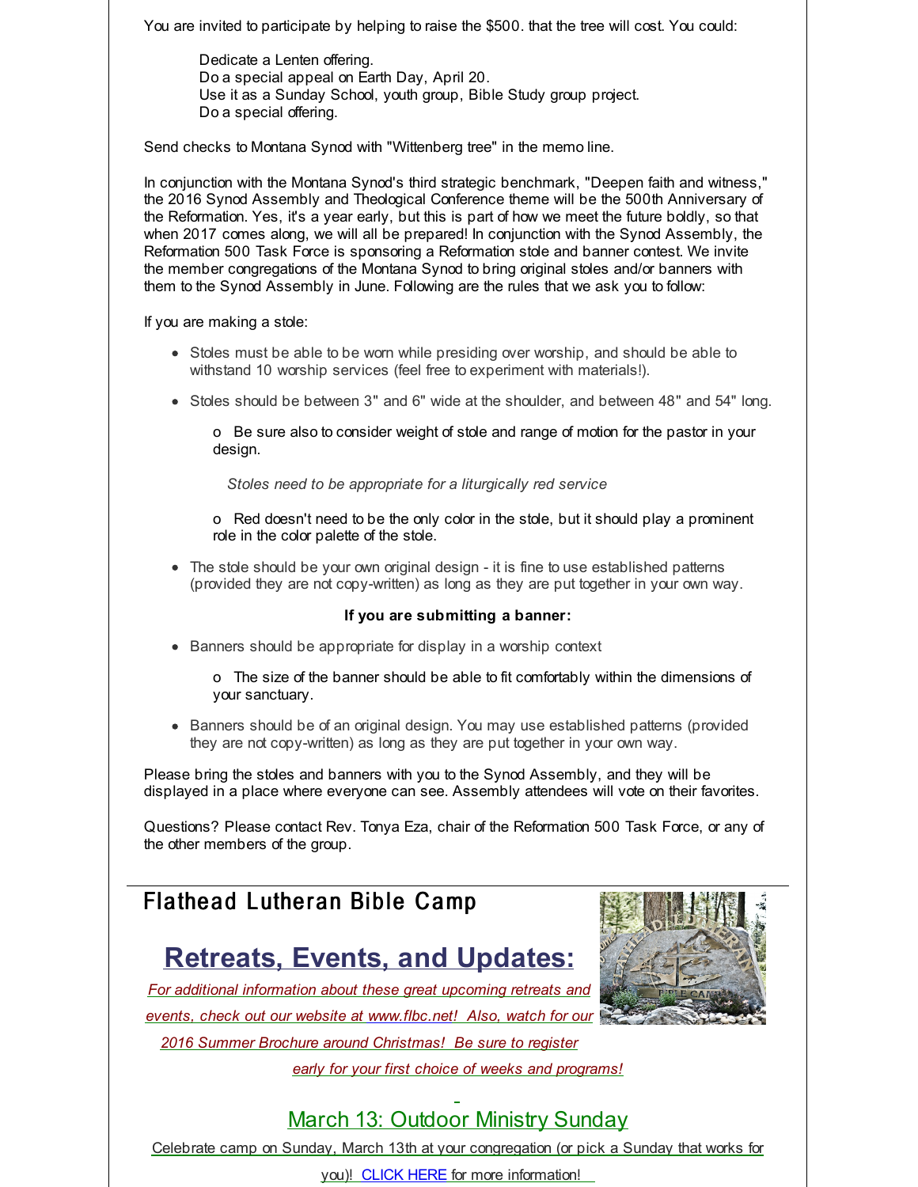You are invited to participate by helping to raise the $500. that the tree will cost. You could:

Dedicate a Lenten offering.
Do a special appeal on Earth Day, April 20.
Use it as a Sunday School, youth group, Bible Study group project.
Do a special offering.

Send checks to Montana Synod with "Wittenberg tree" in the memo line.

In conjunction with the Montana Synod's third strategic benchmark, "Deepen faith and witness," the 2016 Synod Assembly and Theological Conference theme will be the 500th Anniversary of the Reformation. Yes, it's a year early, but this is part of how we meet the future boldly, so that when 2017 comes along, we will all be prepared! In conjunction with the Synod Assembly, the Reformation 500 Task Force is sponsoring a Reformation stole and banner contest. We invite the member congregations of the Montana Synod to bring original stoles and/or banners with them to the Synod Assembly in June. Following are the rules that we ask you to follow:

If you are making a stole:

- Stoles must be able to be worn while presiding over worship, and should be able to withstand 10 worship services (feel free to experiment with materials!).
- Stoles should be between 3" and 6" wide at the shoulder, and between 48" and 54" long.

  o Be sure also to consider weight of stole and range of motion for the pastor in your design.

  *Stoles need to be appropriate for a liturgically red service*

  o Red doesn't need to be the only color in the stole, but it should play a prominent role in the color palette of the stole.

- The stole should be your own original design - it is fine to use established patterns (provided they are not copy-written) as long as they are put together in your own way.

**If you are submitting a banner:**

- Banners should be appropriate for display in a worship context

  o The size of the banner should be able to fit comfortably within the dimensions of your sanctuary.

- Banners should be of an original design. You may use established patterns (provided they are not copy-written) as long as they are put together in your own way.

Please bring the stoles and banners with you to the Synod Assembly, and they will be displayed in a place where everyone can see. Assembly attendees will vote on their favorites.

Questions? Please contact Rev. Tonya Eza, chair of the Reformation 500 Task Force, or any of the other members of the group.

## Flathead Lutheran Bible Camp

# Retreats, Events, and Updates:

*For additional information about these great upcoming retreats and events, check out our website at www.flbc.net! Also, watch for our 2016 Summer Brochure around Christmas! Be sure to register early for your first choice of weeks and programs!*

## March 13: Outdoor Ministry Sunday

Celebrate camp on Sunday, March 13th at your congregation (or pick a Sunday that works for you)! CLICK HERE for more information!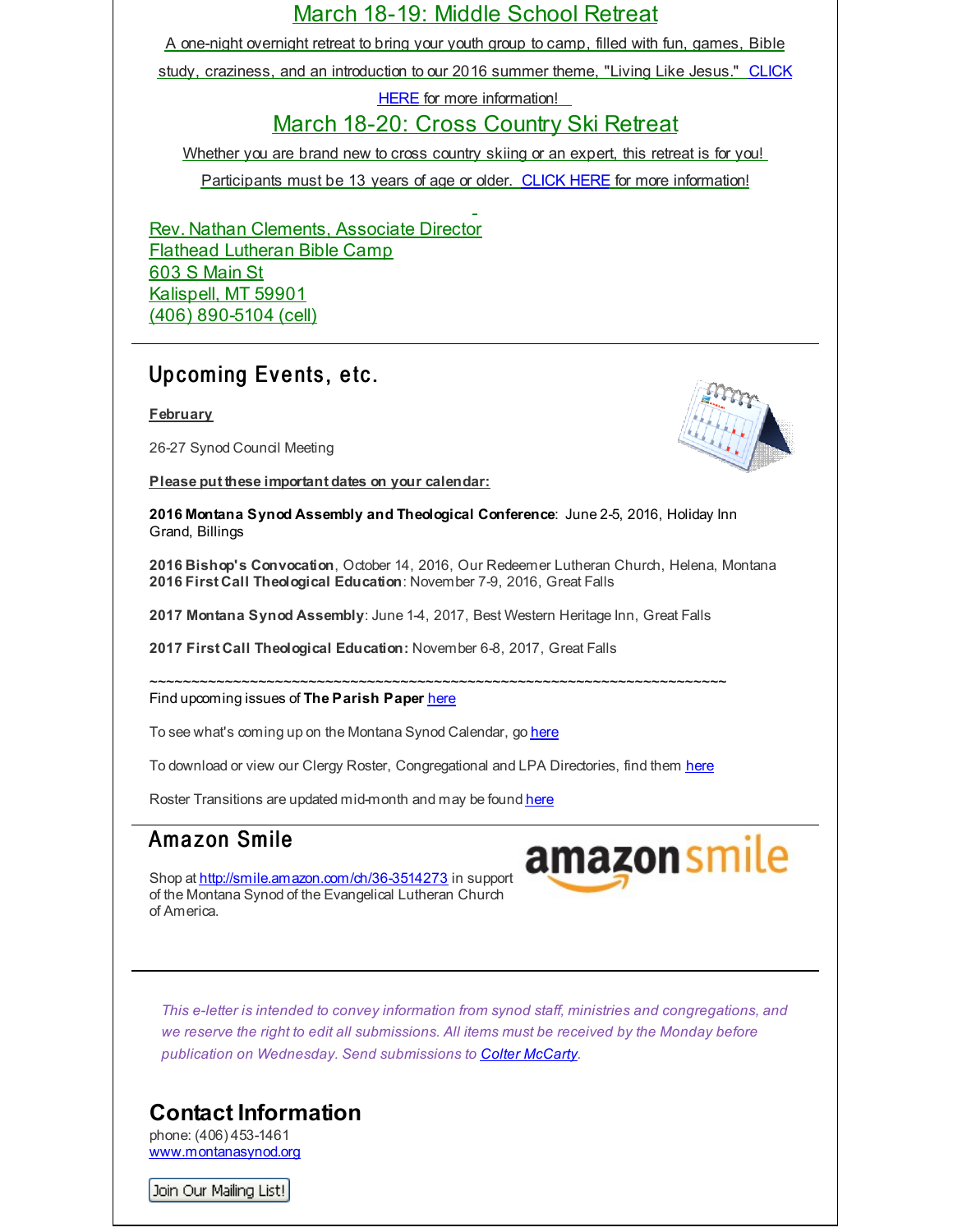## March 18-19: Middle School Retreat

A one-night overnight retreat to bring your youth group to camp, filled with fun, games, Bible study, craziness, and an introduction to our 2016 summer theme, "Living Like Jesus." CLICK HERE for more information!

## March 18-20: Cross Country Ski Retreat

Whether you are brand new to cross country skiing or an expert, this retreat is for you! Participants must be 13 years of age or older. CLICK HERE for more information!

Rev. Nathan Clements, Associate Director
Flathead Lutheran Bible Camp
603 S Main St
Kalispell, MT 59901
(406) 890-5104 (cell)

## Upcoming Events, etc.

**February**

26-27 Synod Council Meeting

**Please put these important dates on your calendar:**

**2016 Montana Synod Assembly and Theological Conference**: June 2-5, 2016, Holiday Inn Grand, Billings

**2016 Bishop's Convocation**, October 14, 2016, Our Redeemer Lutheran Church, Helena, Montana
**2016 First Call Theological Education**: November 7-9, 2016, Great Falls

**2017 Montana Synod Assembly**: June 1-4, 2017, Best Western Heritage Inn, Great Falls

**2017 First Call Theological Education:** November 6-8, 2017, Great Falls

~~~~~~~~~~~~~~~~~~~~~~~~~~~~~~~~~~~~~~~~~~~~~~~~~~~~~~~~~~~~~~~~~~~~~~~~~

Find upcoming issues of **The Parish Paper** here

To see what's coming up on the Montana Synod Calendar, go here

To download or view our Clergy Roster, Congregational and LPA Directories, find them here

Roster Transitions are updated mid-month and may be found here

## Amazon Smile

Shop at http://smile.amazon.com/ch/36-3514273 in support of the Montana Synod of the Evangelical Lutheran Church of America.

*This e-letter is intended to convey information from synod staff, ministries and congregations, and we reserve the right to edit all submissions. All items must be received by the Monday before publication on Wednesday. Send submissions to Colter McCarty.*

## Contact Information

phone: (406) 453-1461
www.montanasynod.org

Join Our Mailing List!